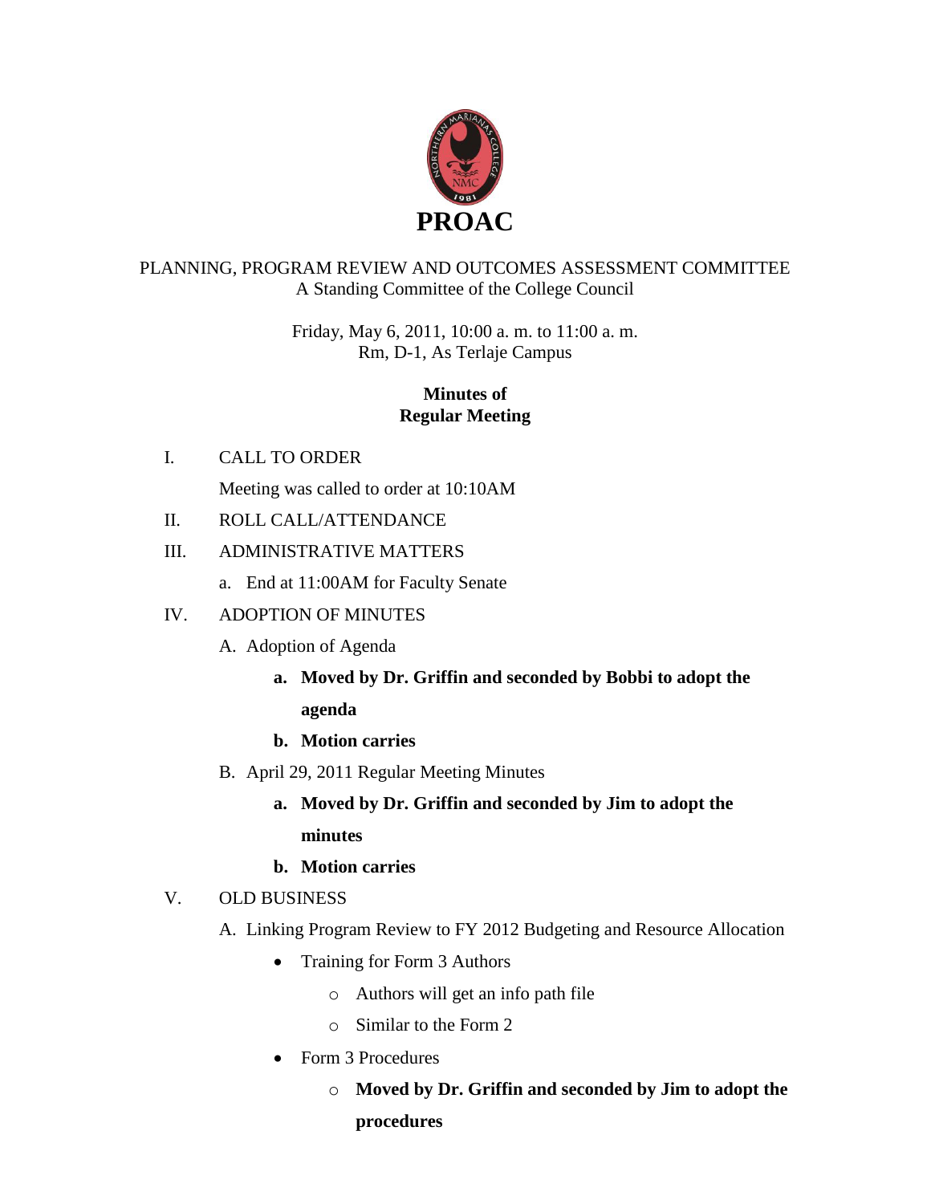# PROAC

PLANNING, PROGRAM REVIEW AND OUTCOMES ASSESSMENT COMMITTEE
A Standing Committee of the College Council

Friday, May 6, 2011, 10:00 a. m. to 11:00 a. m.
Rm, D-1, As Terlaje Campus

## Minutes of Regular Meeting

I. CALL TO ORDER

Meeting was called to order at 10:10AM

II. ROLL CALL/ATTENDANCE

III. ADMINISTRATIVE MATTERS

a. End at 11:00AM for Faculty Senate

IV. ADOPTION OF MINUTES

A. Adoption of Agenda

- **a. Moved by Dr. Griffin and seconded by Bobbi to adopt the agenda**
- **b. Motion carries**

B. April 29, 2011 Regular Meeting Minutes

- **a. Moved by Dr. Griffin and seconded by Jim to adopt the minutes**
- **b. Motion carries**

V. OLD BUSINESS

A. Linking Program Review to FY 2012 Budgeting and Resource Allocation

- Training for Form 3 Authors
  - Authors will get an info path file
  - Similar to the Form 2
- Form 3 Procedures
  - **Moved by Dr. Griffin and seconded by Jim to adopt the procedures**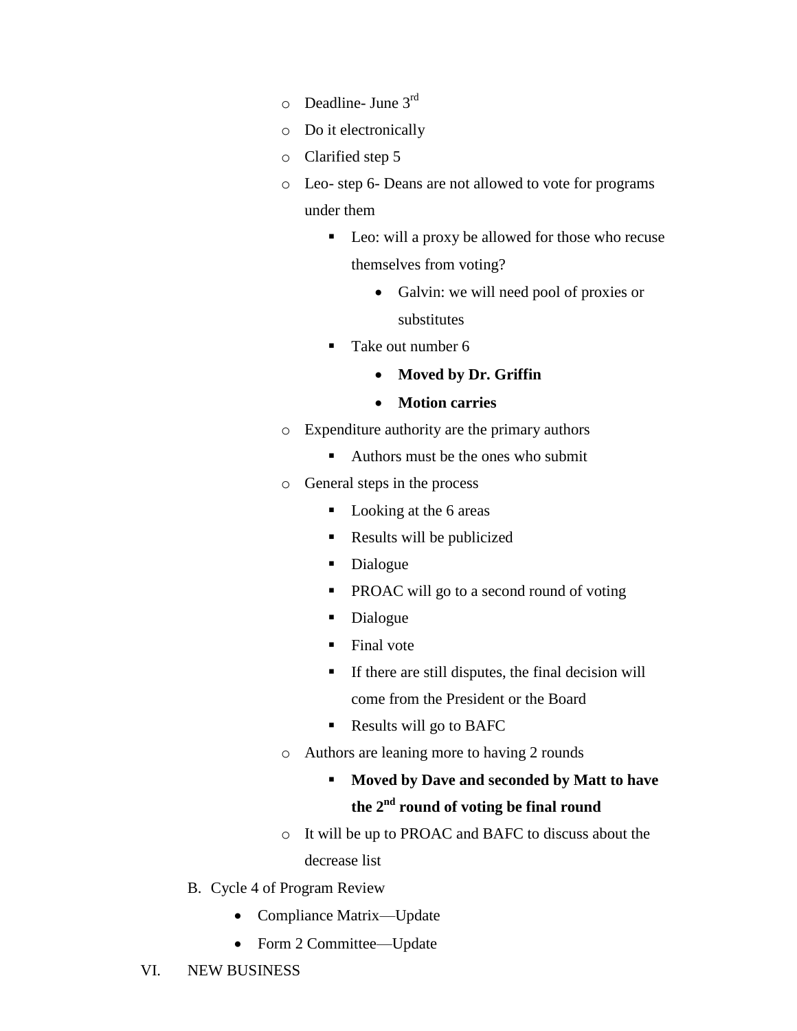- Deadline- June 3rd
- Do it electronically
- Clarified step 5
- Leo- step 6- Deans are not allowed to vote for programs under them
  - Leo: will a proxy be allowed for those who recuse themselves from voting?
    - Galvin: we will need pool of proxies or substitutes
  - Take out number 6
    - **Moved by Dr. Griffin**
    - **Motion carries**
- Expenditure authority are the primary authors
  - Authors must be the ones who submit
- General steps in the process
  - Looking at the 6 areas
  - Results will be publicized
  - Dialogue
  - PROAC will go to a second round of voting
  - Dialogue
  - Final vote
  - If there are still disputes, the final decision will come from the President or the Board
  - Results will go to BAFC
- Authors are leaning more to having 2 rounds
  - **Moved by Dave and seconded by Matt to have the 2nd round of voting be final round**
- It will be up to PROAC and BAFC to discuss about the decrease list

B. Cycle 4 of Program Review

- Compliance Matrix—Update
- Form 2 Committee—Update

VI. NEW BUSINESS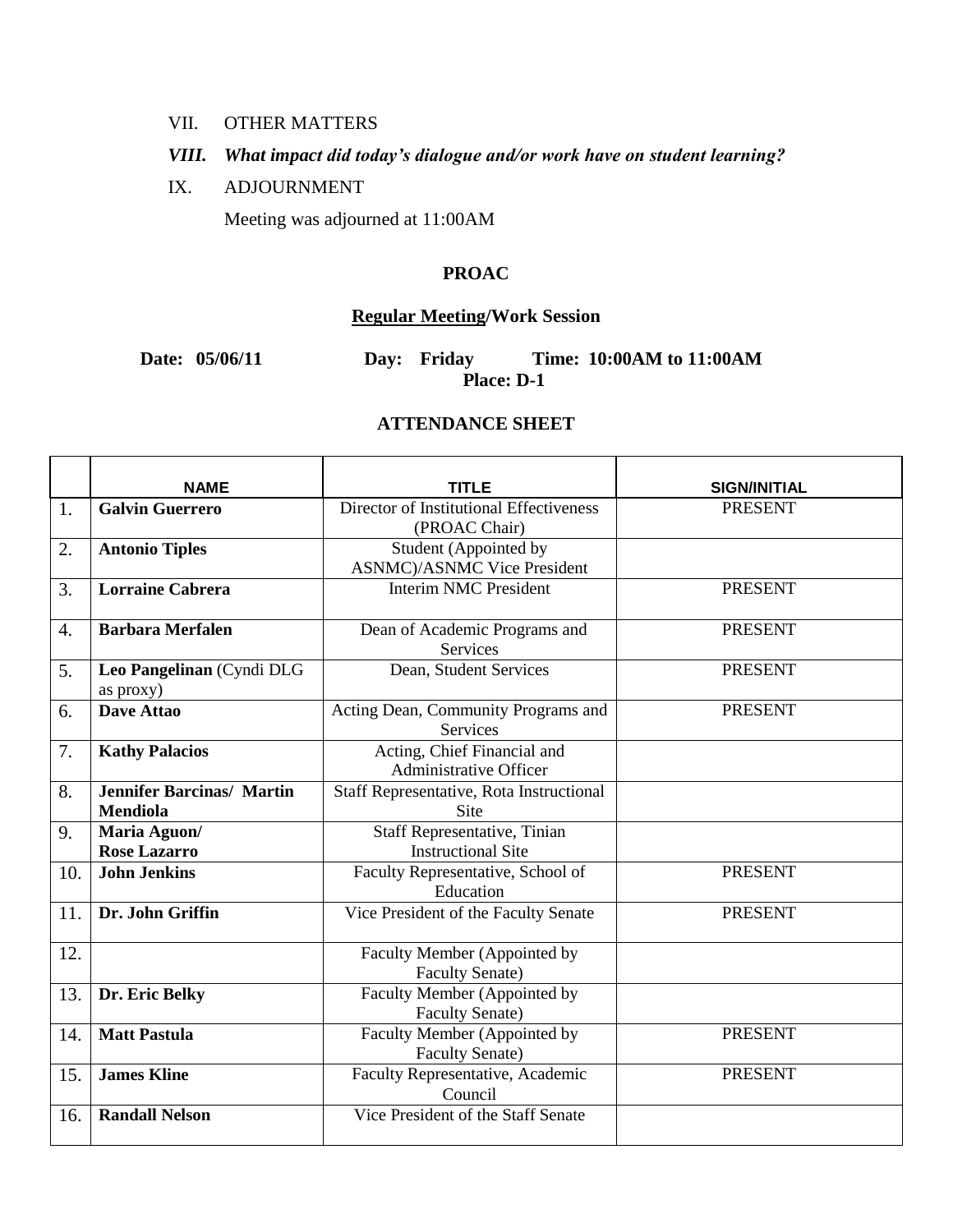VII. OTHER MATTERS

***VIII. What impact did today's dialogue and/or work have on student learning?***

IX. ADJOURNMENT

Meeting was adjourned at 11:00AM

**PROAC**

**<u>Regular Meeting</u>/Work Session**

**Date: 05/06/11 Day: Friday Time: 10:00AM to 11:00AM**
**Place: D-1**

**ATTENDANCE SHEET**

| | NAME | TITLE | SIGN/INITIAL |
|---|---|---|---|
| 1. | **Galvin Guerrero** | Director of Institutional Effectiveness (PROAC Chair) | PRESENT |
| 2. | **Antonio Tiples** | Student (Appointed by ASNMC)/ASNMC Vice President | |
| 3. | **Lorraine Cabrera** | Interim NMC President | PRESENT |
| 4. | **Barbara Merfalen** | Dean of Academic Programs and Services | PRESENT |
| 5. | **Leo Pangelinan** (Cyndi DLG as proxy) | Dean, Student Services | PRESENT |
| 6. | **Dave Attao** | Acting Dean, Community Programs and Services | PRESENT |
| 7. | **Kathy Palacios** | Acting, Chief Financial and Administrative Officer | |
| 8. | **Jennifer Barcinas/ Martin Mendiola** | Staff Representative, Rota Instructional Site | |
| 9. | **Maria Aguon/ Rose Lazarro** | Staff Representative, Tinian Instructional Site | |
| 10. | **John Jenkins** | Faculty Representative, School of Education | PRESENT |
| 11. | **Dr. John Griffin** | Vice President of the Faculty Senate | PRESENT |
| 12. | | Faculty Member (Appointed by Faculty Senate) | |
| 13. | **Dr. Eric Belky** | Faculty Member (Appointed by Faculty Senate) | |
| 14. | **Matt Pastula** | Faculty Member (Appointed by Faculty Senate) | PRESENT |
| 15. | **James Kline** | Faculty Representative, Academic Council | PRESENT |
| 16. | **Randall Nelson** | Vice President of the Staff Senate | |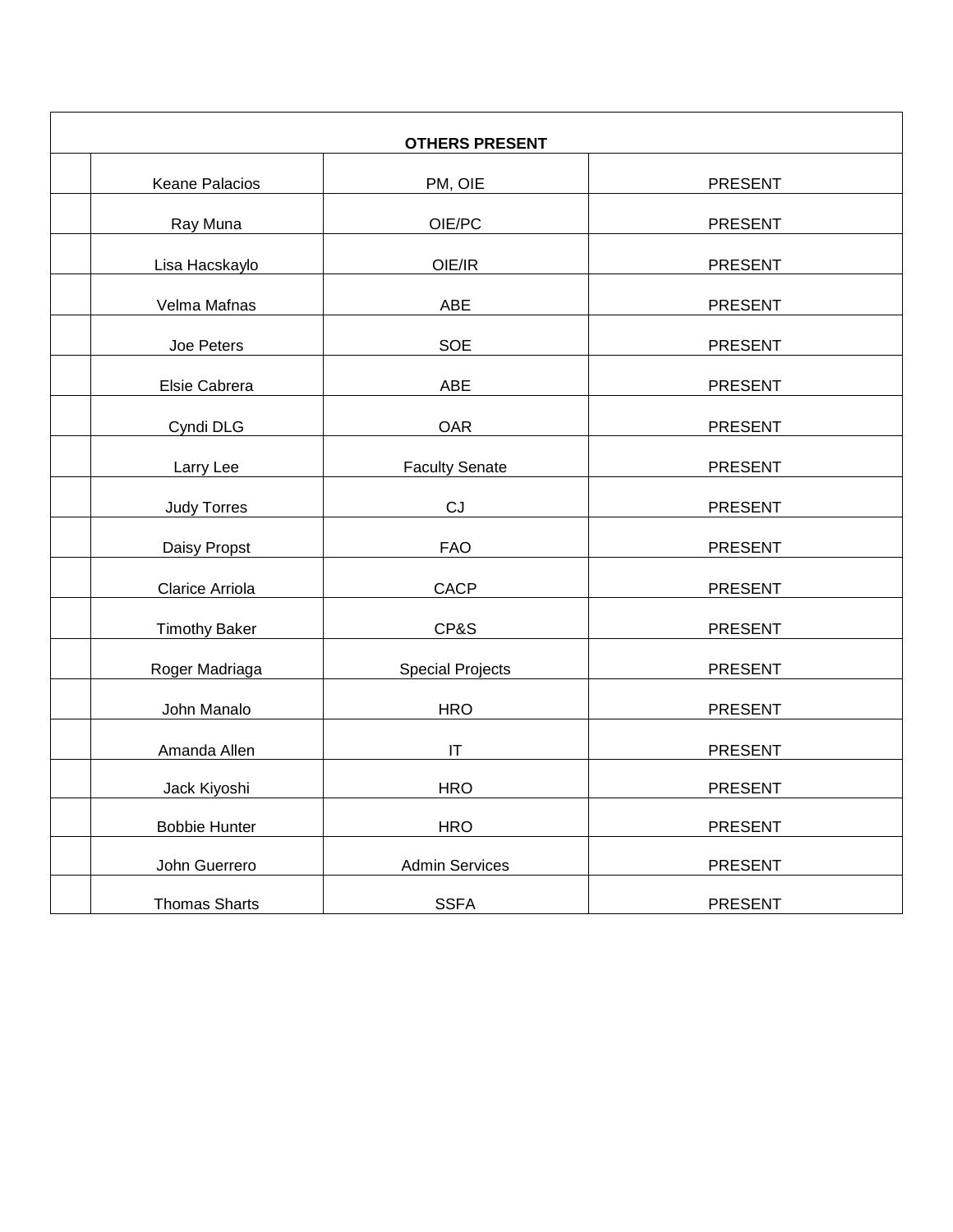| OTHERS PRESENT | | | |
|---|---|---|---|
| | Keane Palacios | PM, OIE | PRESENT |
| | Ray Muna | OIE/PC | PRESENT |
| | Lisa Hacskaylo | OIE/IR | PRESENT |
| | Velma Mafnas | ABE | PRESENT |
| | Joe Peters | SOE | PRESENT |
| | Elsie Cabrera | ABE | PRESENT |
| | Cyndi DLG | OAR | PRESENT |
| | Larry Lee | Faculty Senate | PRESENT |
| | Judy Torres | CJ | PRESENT |
| | Daisy Propst | FAO | PRESENT |
| | Clarice Arriola | CACP | PRESENT |
| | Timothy Baker | CP&S | PRESENT |
| | Roger Madriaga | Special Projects | PRESENT |
| | John Manalo | HRO | PRESENT |
| | Amanda Allen | IT | PRESENT |
| | Jack Kiyoshi | HRO | PRESENT |
| | Bobbie Hunter | HRO | PRESENT |
| | John Guerrero | Admin Services | PRESENT |
| | Thomas Sharts | SSFA | PRESENT |